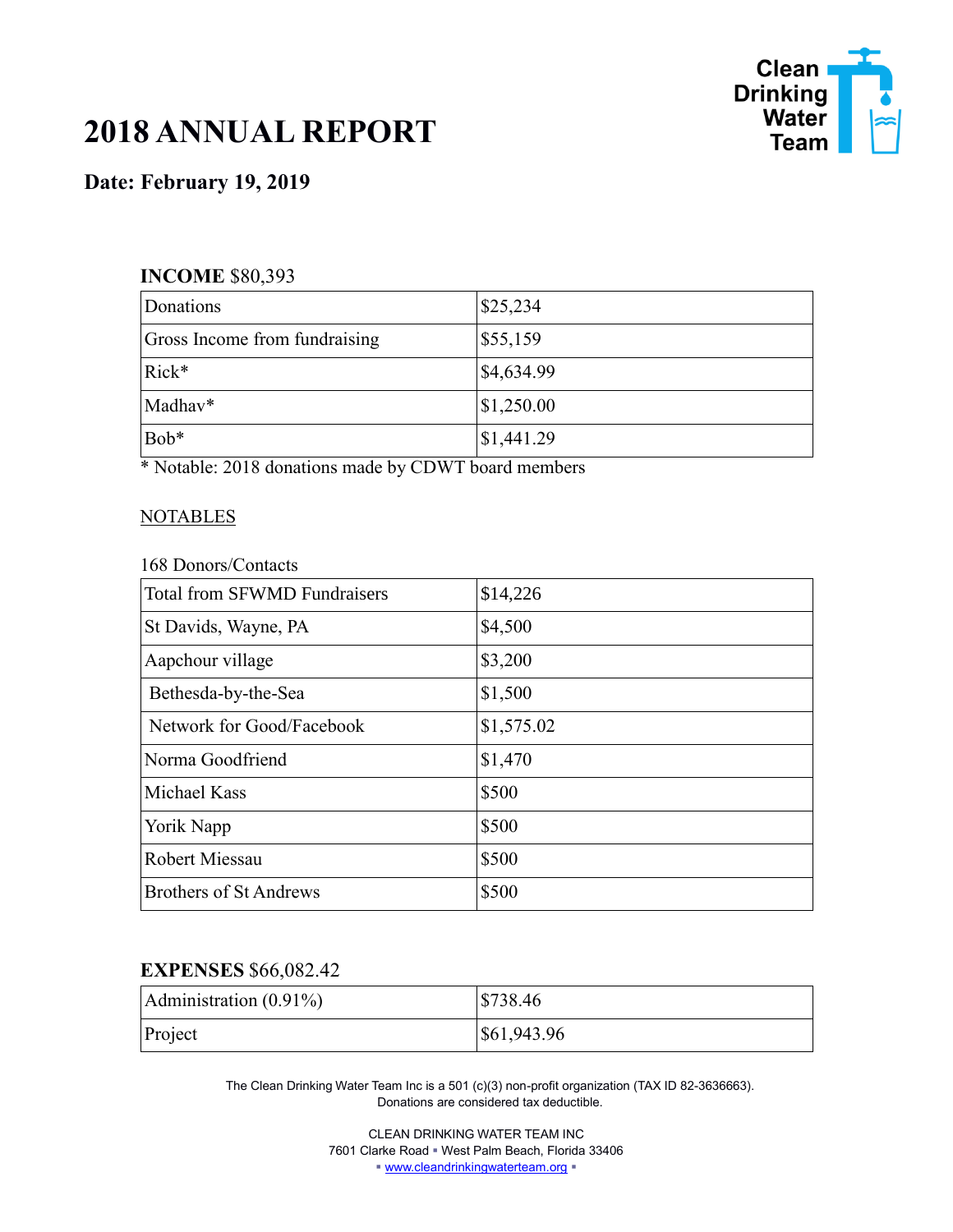# 2018 ANNUAL REPORT

Clean Drinking Water Team

### Date: February 19, 2019

**INCOME** $80,393

| Donations | $25,234 |
|---|---|
| Gross Income from fundraising | $55,159 |
| Rick* | $4,634.99 |
| Madhav* | $1,250.00 |
| Bob* | $1,441.29 |

* Notable: 2018 donations made by CDWT board members

NOTABLES

168 Donors/Contacts

| Total from SFWMD Fundraisers | $14,226 |
|---|---|
| St Davids, Wayne, PA | $4,500 |
| Aapchour village | $3,200 |
| Bethesda-by-the-Sea | $1,500 |
| Network for Good/Facebook | $1,575.02 |
| Norma Goodfriend | $1,470 |
| Michael Kass | $500 |
| Yorik Napp | $500 |
| Robert Miessau | $500 |
| Brothers of St Andrews | $500 |

**EXPENSES** $66,082.42

| Administration (0.91%) | $738.46 |
|---|---|
| Project | $61,943.96 |

The Clean Drinking Water Team Inc is a 501 (c)(3) non-profit organization (TAX ID 82-3636663).
Donations are considered tax deductible.

CLEAN DRINKING WATER TEAM INC
7601 Clarke Road ▪ West Palm Beach, Florida 33406
▪ www.cleandrinkingwaterteam.org ▪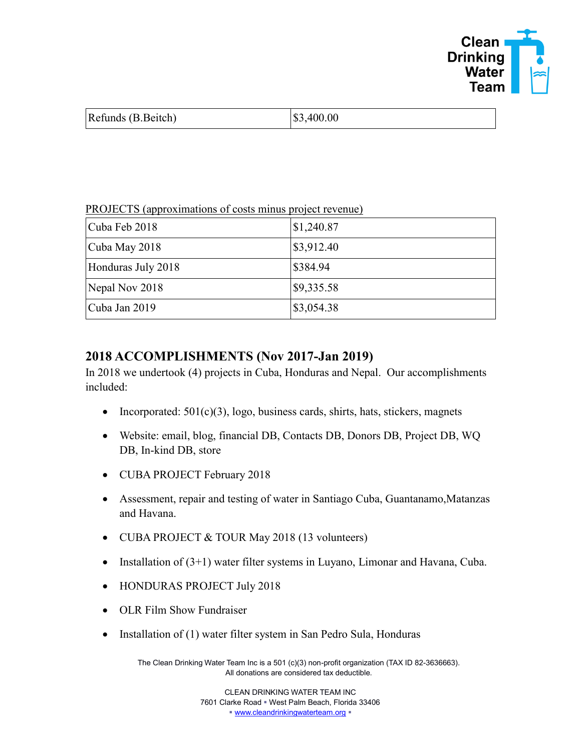| Refunds (B.Beitch) | $3,400.00 |
|---|---|

PROJECTS (approximations of costs minus project revenue)

| Cuba Feb 2018 | $1,240.87 |
|---|---|
| Cuba May 2018 | $3,912.40 |
| Honduras July 2018 | $384.94 |
| Nepal Nov 2018 | $9,335.58 |
| Cuba Jan 2019 | $3,054.38 |

## 2018 ACCOMPLISHMENTS (Nov 2017-Jan 2019)

In 2018 we undertook (4) projects in Cuba, Honduras and Nepal. Our accomplishments included:

- Incorporated: 501(c)(3), logo, business cards, shirts, hats, stickers, magnets
- Website: email, blog, financial DB, Contacts DB, Donors DB, Project DB, WQ DB, In-kind DB, store
- CUBA PROJECT February 2018
- Assessment, repair and testing of water in Santiago Cuba, Guantanamo,Matanzas and Havana.
- CUBA PROJECT & TOUR May 2018 (13 volunteers)
- Installation of (3+1) water filter systems in Luyano, Limonar and Havana, Cuba.
- HONDURAS PROJECT July 2018
- OLR Film Show Fundraiser
- Installation of (1) water filter system in San Pedro Sula, Honduras

The Clean Drinking Water Team Inc is a 501 (c)(3) non-profit organization (TAX ID 82-3636663).
All donations are considered tax deductible.

CLEAN DRINKING WATER TEAM INC
7601 Clarke Road ▪ West Palm Beach, Florida 33406
▪ www.cleandrinkingwaterteam.org ▪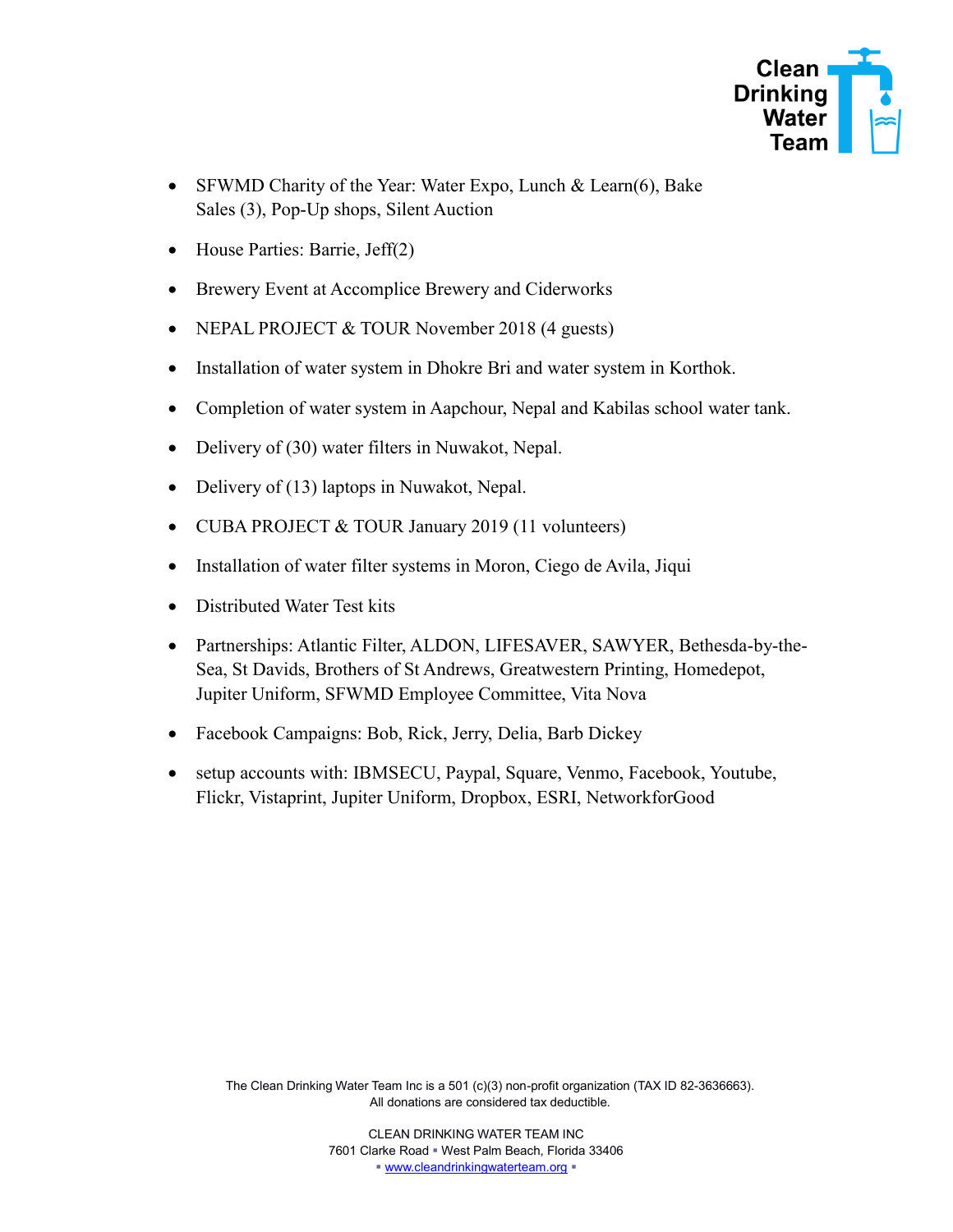- SFWMD Charity of the Year: Water Expo, Lunch & Learn(6), Bake Sales (3), Pop-Up shops, Silent Auction
- House Parties: Barrie, Jeff(2)
- Brewery Event at Accomplice Brewery and Ciderworks
- NEPAL PROJECT & TOUR November 2018 (4 guests)
- Installation of water system in Dhokre Bri and water system in Korthok.
- Completion of water system in Aapchour, Nepal and Kabilas school water tank.
- Delivery of (30) water filters in Nuwakot, Nepal.
- Delivery of (13) laptops in Nuwakot, Nepal.
- CUBA PROJECT & TOUR January 2019 (11 volunteers)
- Installation of water filter systems in Moron, Ciego de Avila, Jiqui
- Distributed Water Test kits
- Partnerships: Atlantic Filter, ALDON, LIFESAVER, SAWYER, Bethesda-by-the-Sea, St Davids, Brothers of St Andrews, Greatwestern Printing, Homedepot, Jupiter Uniform, SFWMD Employee Committee, Vita Nova
- Facebook Campaigns: Bob, Rick, Jerry, Delia, Barb Dickey
- setup accounts with: IBMSECU, Paypal, Square, Venmo, Facebook, Youtube, Flickr, Vistaprint, Jupiter Uniform, Dropbox, ESRI, NetworkforGood